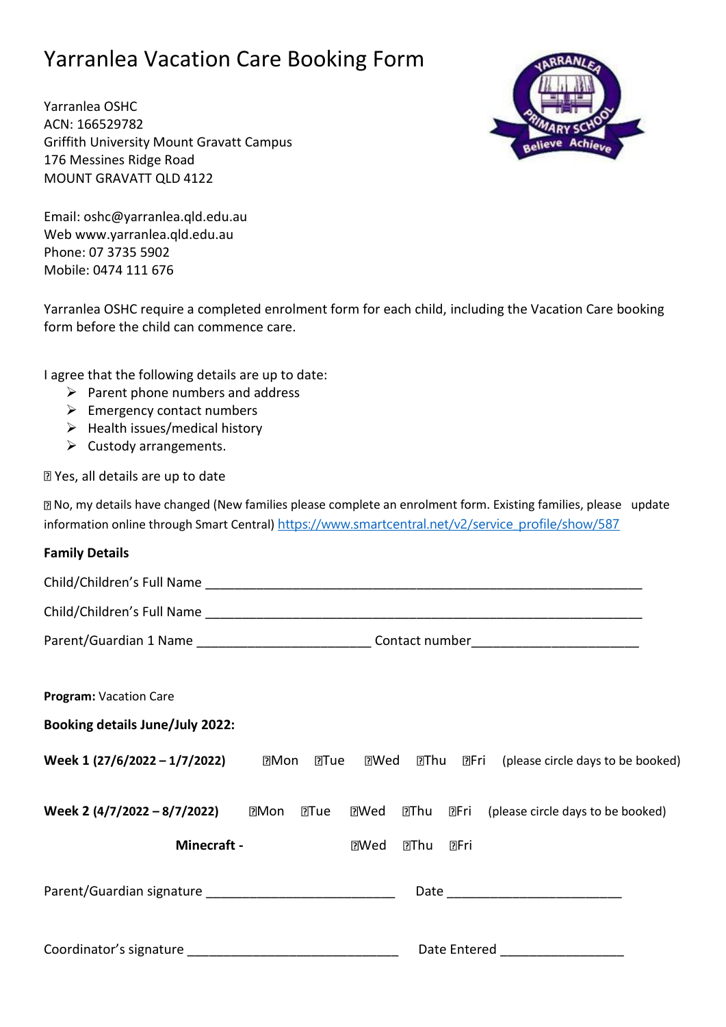# Yarranlea Vacation Care Booking Form

Yarranlea OSHC
ACN: 166529782
Griffith University Mount Gravatt Campus
176 Messines Ridge Road
MOUNT GRAVATT QLD 4122

Email: oshc@yarranlea.qld.edu.au
Web www.yarranlea.qld.edu.au
Phone: 07 3735 5902
Mobile: 0474 111 676

Yarranlea OSHC require a completed enrolment form for each child, including the Vacation Care booking form before the child can commence care.

I agree that the following details are up to date:

- Parent phone numbers and address
- Emergency contact numbers
- Health issues/medical history
- Custody arrangements.

☐ Yes, all details are up to date

☐ No, my details have changed (New families please complete an enrolment form. Existing families, please update information online through Smart Central) https://www.smartcentral.net/v2/service_profile/show/587

**Family Details**

Child/Children's Full Name ____________________________________________________________

Child/Children's Full Name ____________________________________________________________

Parent/Guardian 1 Name ________________________ Contact number______________________

**Program:** Vacation Care

**Booking details June/July 2022:**

**Week 1 (27/6/2022 – 1/7/2022)** ☐Mon ☐Tue ☐Wed ☐Thu ☐Fri (please circle days to be booked)

**Week 2 (4/7/2022 – 8/7/2022)** ☐Mon ☐Tue ☐Wed ☐Thu ☐Fri (please circle days to be booked)

**Minecraft -** ☐Wed ☐Thu ☐Fri

Parent/Guardian signature __________________________ Date _______________________

Coordinator's signature _____________________________ Date Entered ________________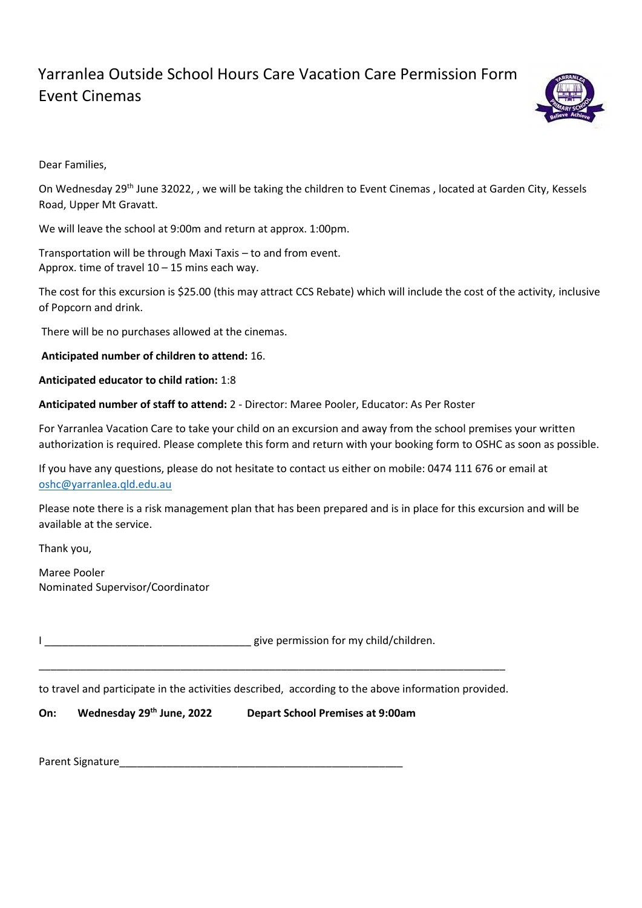# Yarranlea Outside School Hours Care Vacation Care Permission Form Event Cinemas

Dear Families,

On Wednesday 29th June 32022, , we will be taking the children to Event Cinemas , located at Garden City, Kessels Road, Upper Mt Gravatt.

We will leave the school at 9:00m and return at approx. 1:00pm.

Transportation will be through Maxi Taxis – to and from event.
Approx. time of travel 10 – 15 mins each way.

The cost for this excursion is $25.00 (this may attract CCS Rebate) which will include the cost of the activity, inclusive of Popcorn and drink.

There will be no purchases allowed at the cinemas.

**Anticipated number of children to attend:** 16.

**Anticipated educator to child ration:** 1:8

**Anticipated number of staff to attend:** 2 - Director: Maree Pooler, Educator: As Per Roster

For Yarranlea Vacation Care to take your child on an excursion and away from the school premises your written authorization is required. Please complete this form and return with your booking form to OSHC as soon as possible.

If you have any questions, please do not hesitate to contact us either on mobile: 0474 111 676 or email at oshc@yarranlea.qld.edu.au

Please note there is a risk management plan that has been prepared and is in place for this excursion and will be available at the service.

Thank you,

Maree Pooler
Nominated Supervisor/Coordinator

I ___________________________________ give permission for my child/children.

_______________________________________________________________________________

to travel and participate in the activities described, according to the above information provided.

**On: Wednesday 29th June, 2022 Depart School Premises at 9:00am**

Parent Signature_________________________________________________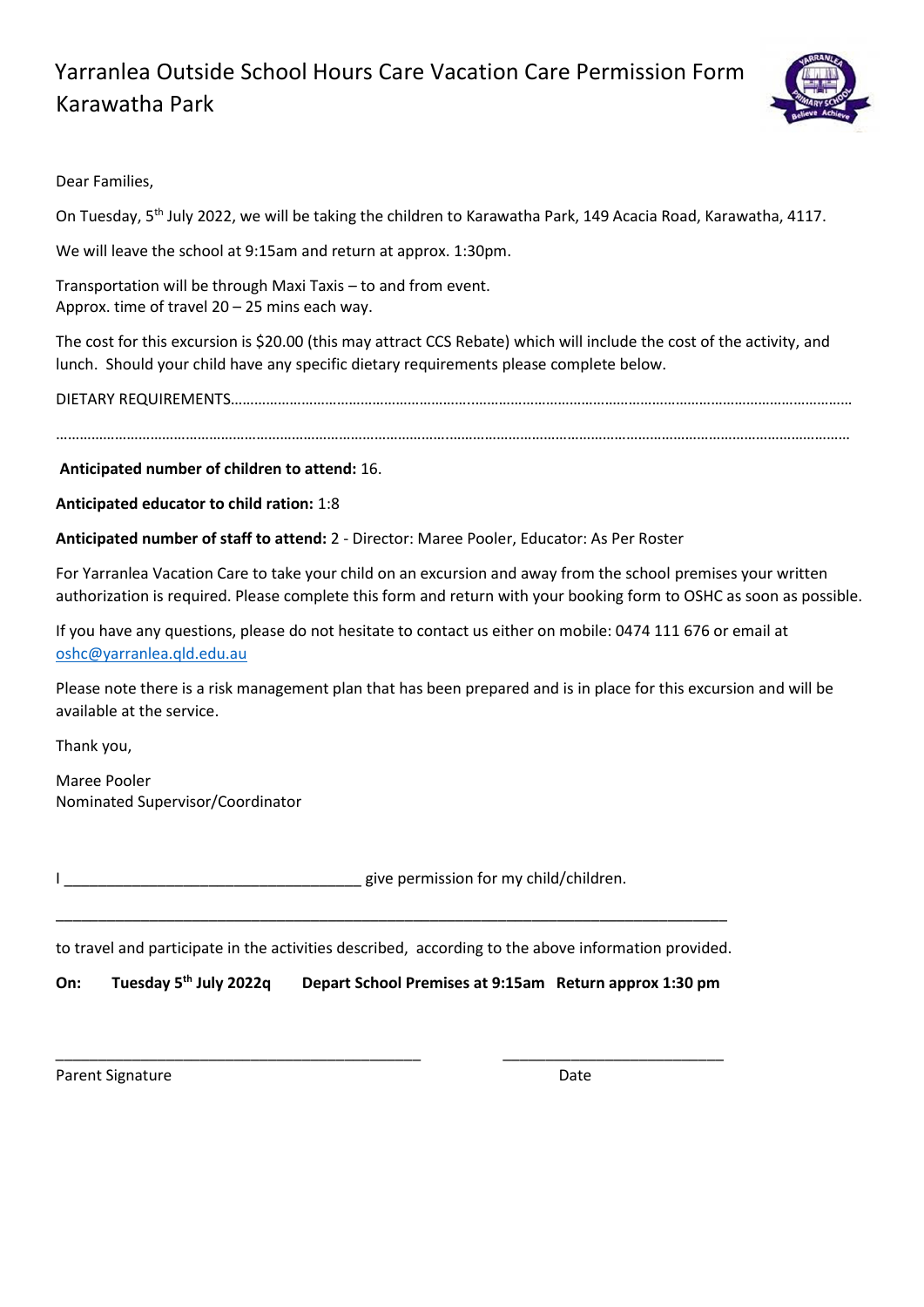# Yarranlea Outside School Hours Care Vacation Care Permission Form Karawatha Park

Dear Families,

On Tuesday, 5th July 2022, we will be taking the children to Karawatha Park, 149 Acacia Road, Karawatha, 4117.

We will leave the school at 9:15am and return at approx. 1:30pm.

Transportation will be through Maxi Taxis – to and from event.
Approx. time of travel 20 – 25 mins each way.

The cost for this excursion is $20.00 (this may attract CCS Rebate) which will include the cost of the activity, and lunch. Should your child have any specific dietary requirements please complete below.

DIETARY REQUIREMENTS……………………………………………………………………………………………………………………………………

…………………………………………………………………………………………………………………………………………………………………………

**Anticipated number of children to attend:** 16.

**Anticipated educator to child ration:** 1:8

**Anticipated number of staff to attend:** 2 - Director: Maree Pooler, Educator: As Per Roster

For Yarranlea Vacation Care to take your child on an excursion and away from the school premises your written authorization is required. Please complete this form and return with your booking form to OSHC as soon as possible.

If you have any questions, please do not hesitate to contact us either on mobile: 0474 111 676 or email at oshc@yarranlea.qld.edu.au

Please note there is a risk management plan that has been prepared and is in place for this excursion and will be available at the service.

Thank you,

Maree Pooler
Nominated Supervisor/Coordinator

I ___________________________________ give permission for my child/children.

_______________________________________________________________________________

to travel and participate in the activities described, according to the above information provided.

**On: Tuesday 5th July 2022q Depart School Premises at 9:15am Return approx 1:30 pm**

___________________________________________ ___________________________

Parent Signature Date